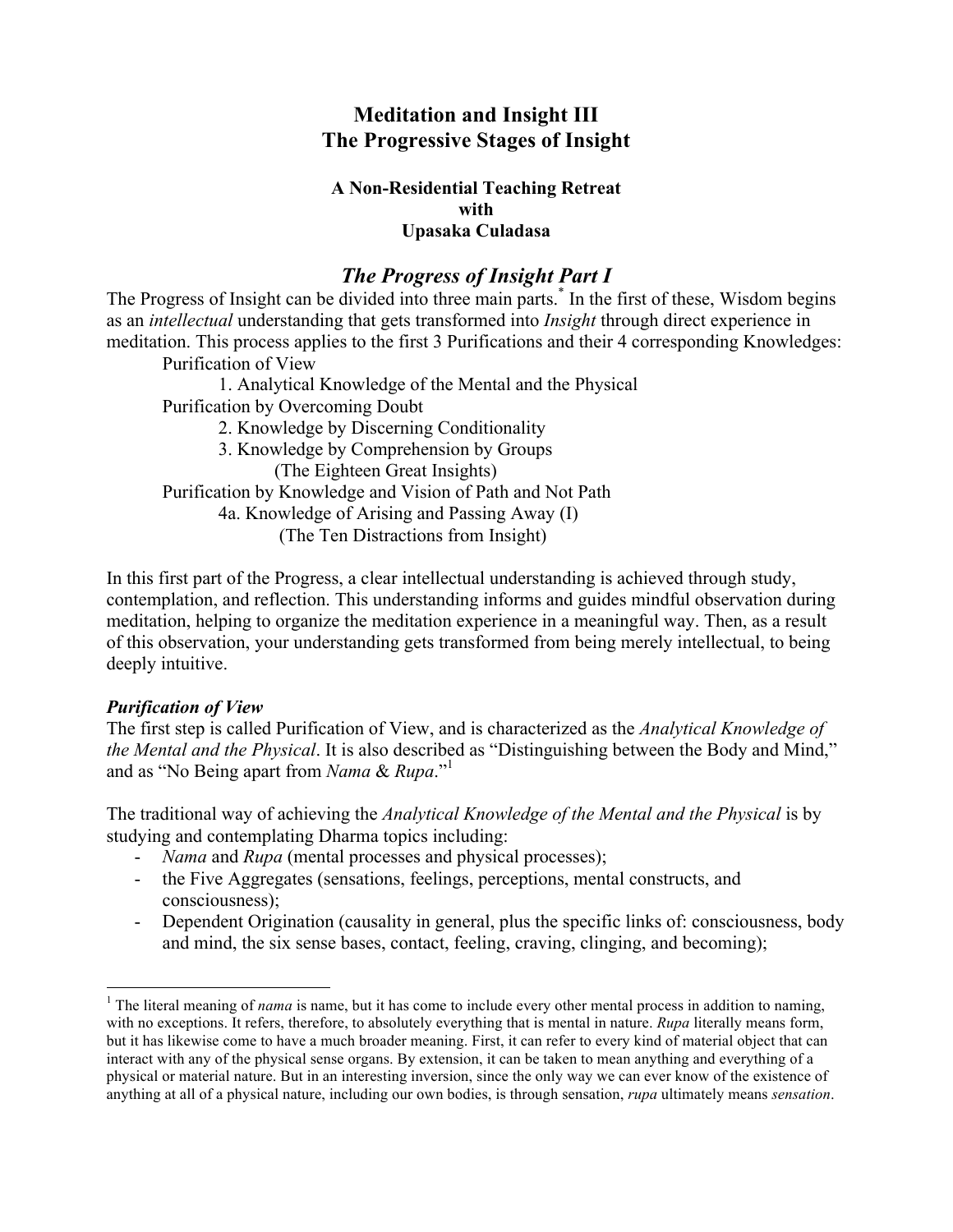# Meditation and Insight III
# The Progressive Stages of Insight

**A Non-Residential Teaching Retreat**
**with**
**Upasaka Culadasa**

## *The Progress of Insight Part I*

The Progress of Insight can be divided into three main parts.* In the first of these, Wisdom begins as an *intellectual* understanding that gets transformed into *Insight* through direct experience in meditation. This process applies to the first 3 Purifications and their 4 corresponding Knowledges:

Purification of View
- 1. Analytical Knowledge of the Mental and the Physical

Purification by Overcoming Doubt
- 2. Knowledge by Discerning Conditionality
- 3. Knowledge by Comprehension by Groups
  (The Eighteen Great Insights)

Purification by Knowledge and Vision of Path and Not Path
- 4a. Knowledge of Arising and Passing Away (I)
  (The Ten Distractions from Insight)

In this first part of the Progress, a clear intellectual understanding is achieved through study, contemplation, and reflection. This understanding informs and guides mindful observation during meditation, helping to organize the meditation experience in a meaningful way. Then, as a result of this observation, your understanding gets transformed from being merely intellectual, to being deeply intuitive.

### *Purification of View*

The first step is called Purification of View, and is characterized as the *Analytical Knowledge of the Mental and the Physical*. It is also described as "Distinguishing between the Body and Mind," and as "No Being apart from *Nama* & *Rupa*."[1]

The traditional way of achieving the *Analytical Knowledge of the Mental and the Physical* is by studying and contemplating Dharma topics including:

- *Nama* and *Rupa* (mental processes and physical processes);
- the Five Aggregates (sensations, feelings, perceptions, mental constructs, and consciousness);
- Dependent Origination (causality in general, plus the specific links of: consciousness, body and mind, the six sense bases, contact, feeling, craving, clinging, and becoming);

---

[1] The literal meaning of *nama* is name, but it has come to include every other mental process in addition to naming, with no exceptions. It refers, therefore, to absolutely everything that is mental in nature. *Rupa* literally means form, but it has likewise come to have a much broader meaning. First, it can refer to every kind of material object that can interact with any of the physical sense organs. By extension, it can be taken to mean anything and everything of a physical or material nature. But in an interesting inversion, since the only way we can ever know of the existence of anything at all of a physical nature, including our own bodies, is through sensation, *rupa* ultimately means *sensation*.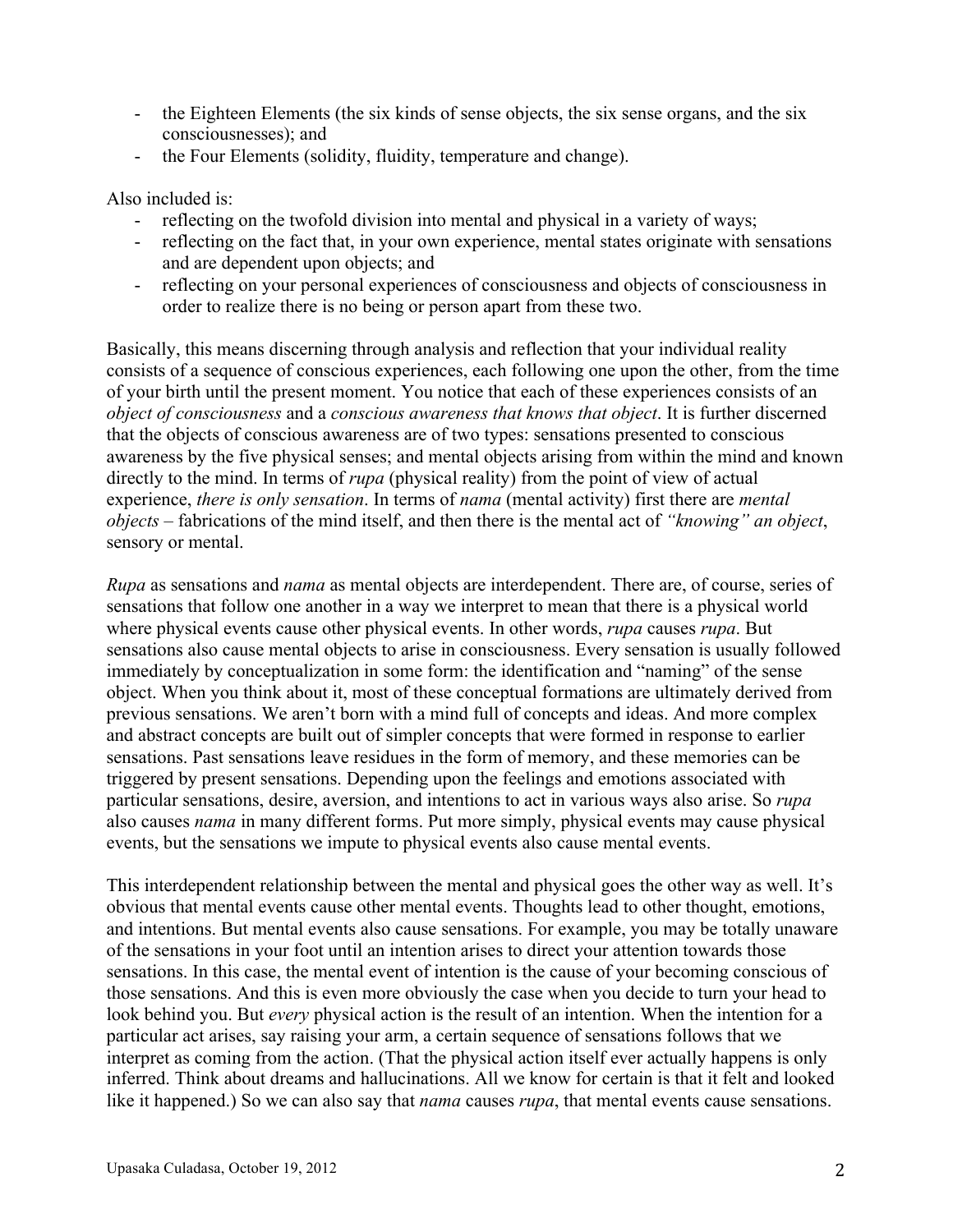- the Eighteen Elements (the six kinds of sense objects, the six sense organs, and the six consciousnesses); and
- the Four Elements (solidity, fluidity, temperature and change).

Also included is:

- reflecting on the twofold division into mental and physical in a variety of ways;
- reflecting on the fact that, in your own experience, mental states originate with sensations and are dependent upon objects; and
- reflecting on your personal experiences of consciousness and objects of consciousness in order to realize there is no being or person apart from these two.

Basically, this means discerning through analysis and reflection that your individual reality consists of a sequence of conscious experiences, each following one upon the other, from the time of your birth until the present moment. You notice that each of these experiences consists of an *object of consciousness* and a *conscious awareness that knows that object*. It is further discerned that the objects of conscious awareness are of two types: sensations presented to conscious awareness by the five physical senses; and mental objects arising from within the mind and known directly to the mind. In terms of *rupa* (physical reality) from the point of view of actual experience, *there is only sensation*. In terms of *nama* (mental activity) first there are *mental objects* – fabrications of the mind itself, and then there is the mental act of *"knowing" an object*, sensory or mental.

*Rupa* as sensations and *nama* as mental objects are interdependent. There are, of course, series of sensations that follow one another in a way we interpret to mean that there is a physical world where physical events cause other physical events. In other words, *rupa* causes *rupa*. But sensations also cause mental objects to arise in consciousness. Every sensation is usually followed immediately by conceptualization in some form: the identification and "naming" of the sense object. When you think about it, most of these conceptual formations are ultimately derived from previous sensations. We aren't born with a mind full of concepts and ideas. And more complex and abstract concepts are built out of simpler concepts that were formed in response to earlier sensations. Past sensations leave residues in the form of memory, and these memories can be triggered by present sensations. Depending upon the feelings and emotions associated with particular sensations, desire, aversion, and intentions to act in various ways also arise. So *rupa* also causes *nama* in many different forms. Put more simply, physical events may cause physical events, but the sensations we impute to physical events also cause mental events.

This interdependent relationship between the mental and physical goes the other way as well. It's obvious that mental events cause other mental events. Thoughts lead to other thought, emotions, and intentions. But mental events also cause sensations. For example, you may be totally unaware of the sensations in your foot until an intention arises to direct your attention towards those sensations. In this case, the mental event of intention is the cause of your becoming conscious of those sensations. And this is even more obviously the case when you decide to turn your head to look behind you. But *every* physical action is the result of an intention. When the intention for a particular act arises, say raising your arm, a certain sequence of sensations follows that we interpret as coming from the action. (That the physical action itself ever actually happens is only inferred. Think about dreams and hallucinations. All we know for certain is that it felt and looked like it happened.) So we can also say that *nama* causes *rupa*, that mental events cause sensations.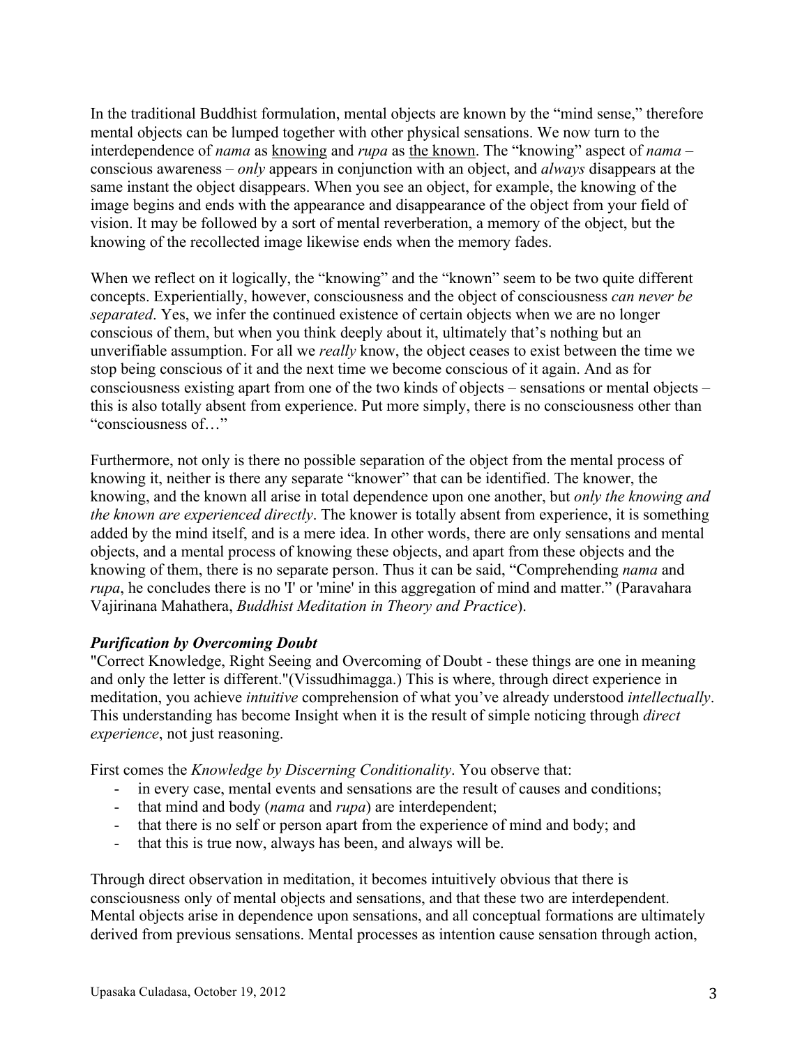In the traditional Buddhist formulation, mental objects are known by the "mind sense," therefore mental objects can be lumped together with other physical sensations. We now turn to the interdependence of *nama* as <u>knowing</u> and *rupa* as <u>the known</u>. The "knowing" aspect of *nama* – conscious awareness – *only* appears in conjunction with an object, and *always* disappears at the same instant the object disappears. When you see an object, for example, the knowing of the image begins and ends with the appearance and disappearance of the object from your field of vision. It may be followed by a sort of mental reverberation, a memory of the object, but the knowing of the recollected image likewise ends when the memory fades.

When we reflect on it logically, the "knowing" and the "known" seem to be two quite different concepts. Experientially, however, consciousness and the object of consciousness *can never be separated*. Yes, we infer the continued existence of certain objects when we are no longer conscious of them, but when you think deeply about it, ultimately that's nothing but an unverifiable assumption. For all we *really* know, the object ceases to exist between the time we stop being conscious of it and the next time we become conscious of it again. And as for consciousness existing apart from one of the two kinds of objects – sensations or mental objects – this is also totally absent from experience. Put more simply, there is no consciousness other than "consciousness of…"

Furthermore, not only is there no possible separation of the object from the mental process of knowing it, neither is there any separate "knower" that can be identified. The knower, the knowing, and the known all arise in total dependence upon one another, but *only the knowing and the known are experienced directly*. The knower is totally absent from experience, it is something added by the mind itself, and is a mere idea. In other words, there are only sensations and mental objects, and a mental process of knowing these objects, and apart from these objects and the knowing of them, there is no separate person. Thus it can be said, "Comprehending *nama* and *rupa*, he concludes there is no 'I' or 'mine' in this aggregation of mind and matter." (Paravahara Vajirinana Mahathera, *Buddhist Meditation in Theory and Practice*).

***Purification by Overcoming Doubt***

"Correct Knowledge, Right Seeing and Overcoming of Doubt - these things are one in meaning and only the letter is different."(Vissudhimagga.) This is where, through direct experience in meditation, you achieve *intuitive* comprehension of what you've already understood *intellectually*. This understanding has become Insight when it is the result of simple noticing through *direct experience*, not just reasoning.

First comes the *Knowledge by Discerning Conditionality*. You observe that:

- in every case, mental events and sensations are the result of causes and conditions;
- that mind and body (*nama* and *rupa*) are interdependent;
- that there is no self or person apart from the experience of mind and body; and
- that this is true now, always has been, and always will be.

Through direct observation in meditation, it becomes intuitively obvious that there is consciousness only of mental objects and sensations, and that these two are interdependent. Mental objects arise in dependence upon sensations, and all conceptual formations are ultimately derived from previous sensations. Mental processes as intention cause sensation through action,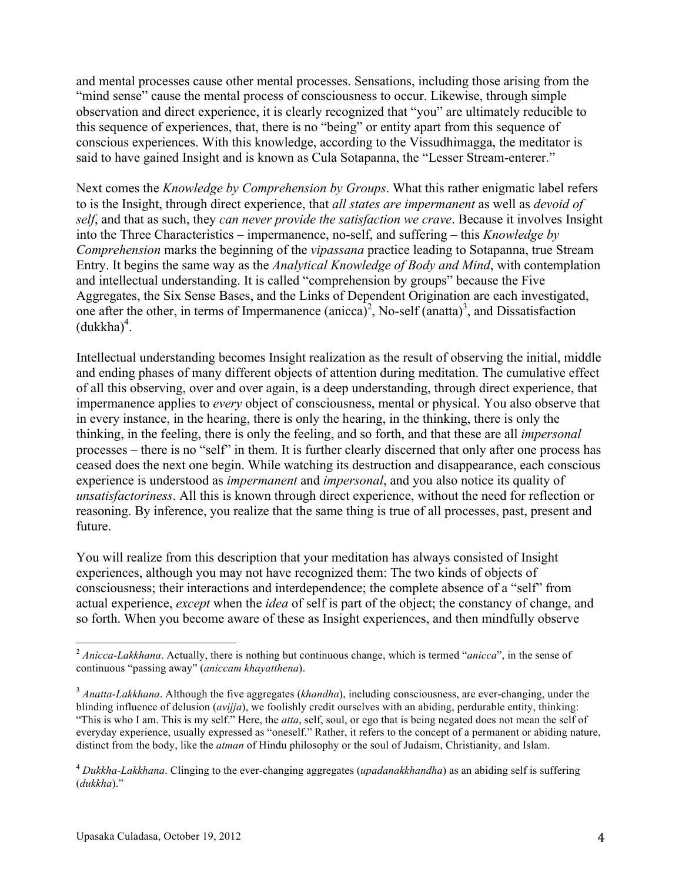and mental processes cause other mental processes. Sensations, including those arising from the "mind sense" cause the mental process of consciousness to occur. Likewise, through simple observation and direct experience, it is clearly recognized that "you" are ultimately reducible to this sequence of experiences, that, there is no "being" or entity apart from this sequence of conscious experiences. With this knowledge, according to the Vissudhimagga, the meditator is said to have gained Insight and is known as Cula Sotapanna, the "Lesser Stream-enterer."

Next comes the *Knowledge by Comprehension by Groups*. What this rather enigmatic label refers to is the Insight, through direct experience, that *all states are impermanent* as well as *devoid of self*, and that as such, they *can never provide the satisfaction we crave*. Because it involves Insight into the Three Characteristics – impermanence, no-self, and suffering – this *Knowledge by Comprehension* marks the beginning of the *vipassana* practice leading to Sotapanna, true Stream Entry. It begins the same way as the *Analytical Knowledge of Body and Mind*, with contemplation and intellectual understanding. It is called "comprehension by groups" because the Five Aggregates, the Six Sense Bases, and the Links of Dependent Origination are each investigated, one after the other, in terms of Impermanence (anicca)[2], No-self (anatta)[3], and Dissatisfaction (dukkha)[4].

Intellectual understanding becomes Insight realization as the result of observing the initial, middle and ending phases of many different objects of attention during meditation. The cumulative effect of all this observing, over and over again, is a deep understanding, through direct experience, that impermanence applies to *every* object of consciousness, mental or physical. You also observe that in every instance, in the hearing, there is only the hearing, in the thinking, there is only the thinking, in the feeling, there is only the feeling, and so forth, and that these are all *impersonal* processes – there is no "self" in them. It is further clearly discerned that only after one process has ceased does the next one begin. While watching its destruction and disappearance, each conscious experience is understood as *impermanent* and *impersonal*, and you also notice its quality of *unsatisfactoriness*. All this is known through direct experience, without the need for reflection or reasoning. By inference, you realize that the same thing is true of all processes, past, present and future.

You will realize from this description that your meditation has always consisted of Insight experiences, although you may not have recognized them: The two kinds of objects of consciousness; their interactions and interdependence; the complete absence of a "self" from actual experience, *except* when the *idea* of self is part of the object; the constancy of change, and so forth. When you become aware of these as Insight experiences, and then mindfully observe

---

[2] *Anicca-Lakkhana*. Actually, there is nothing but continuous change, which is termed "*anicca*", in the sense of continuous "passing away" (*aniccam khayatthena*).

[3] *Anatta-Lakkhana*. Although the five aggregates (*khandha*), including consciousness, are ever-changing, under the blinding influence of delusion (*avijja*), we foolishly credit ourselves with an abiding, perdurable entity, thinking: "This is who I am. This is my self." Here, the *atta*, self, soul, or ego that is being negated does not mean the self of everyday experience, usually expressed as "oneself." Rather, it refers to the concept of a permanent or abiding nature, distinct from the body, like the *atman* of Hindu philosophy or the soul of Judaism, Christianity, and Islam.

[4] *Dukkha-Lakkhana*. Clinging to the ever-changing aggregates (*upadanakkhandha*) as an abiding self is suffering (*dukkha*)."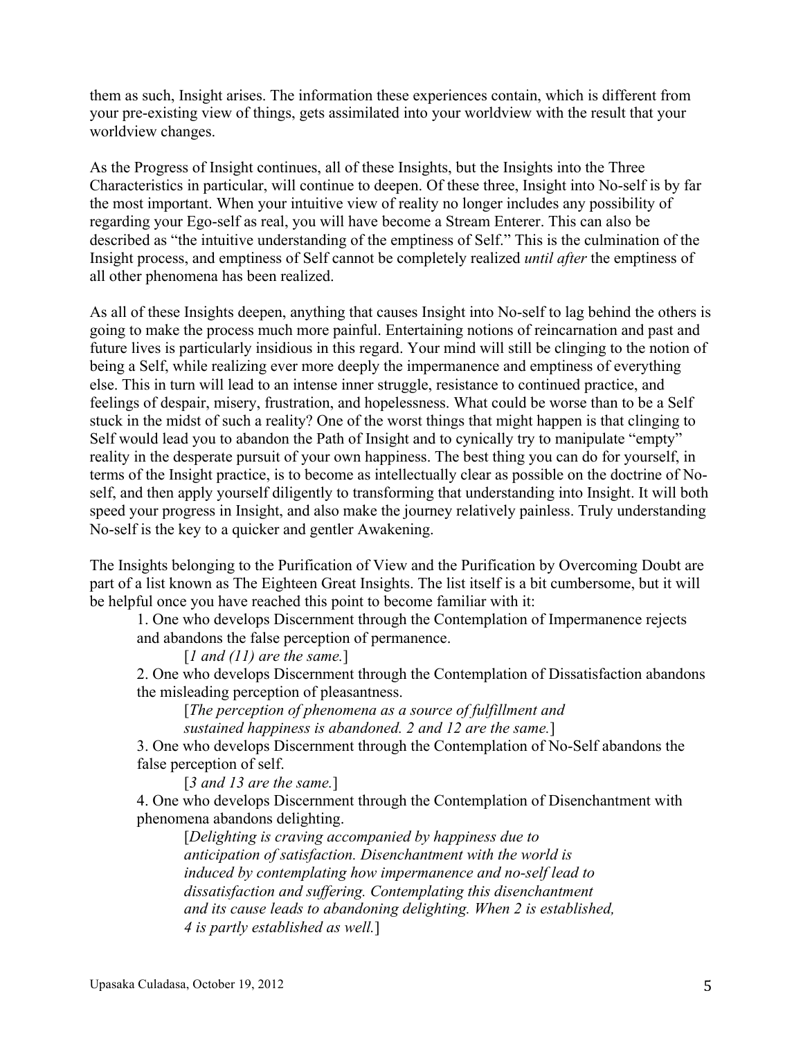them as such, Insight arises. The information these experiences contain, which is different from your pre-existing view of things, gets assimilated into your worldview with the result that your worldview changes.

As the Progress of Insight continues, all of these Insights, but the Insights into the Three Characteristics in particular, will continue to deepen. Of these three, Insight into No-self is by far the most important. When your intuitive view of reality no longer includes any possibility of regarding your Ego-self as real, you will have become a Stream Enterer. This can also be described as "the intuitive understanding of the emptiness of Self." This is the culmination of the Insight process, and emptiness of Self cannot be completely realized *until after* the emptiness of all other phenomena has been realized.

As all of these Insights deepen, anything that causes Insight into No-self to lag behind the others is going to make the process much more painful. Entertaining notions of reincarnation and past and future lives is particularly insidious in this regard. Your mind will still be clinging to the notion of being a Self, while realizing ever more deeply the impermanence and emptiness of everything else. This in turn will lead to an intense inner struggle, resistance to continued practice, and feelings of despair, misery, frustration, and hopelessness. What could be worse than to be a Self stuck in the midst of such a reality? One of the worst things that might happen is that clinging to Self would lead you to abandon the Path of Insight and to cynically try to manipulate "empty" reality in the desperate pursuit of your own happiness. The best thing you can do for yourself, in terms of the Insight practice, is to become as intellectually clear as possible on the doctrine of No-self, and then apply yourself diligently to transforming that understanding into Insight. It will both speed your progress in Insight, and also make the journey relatively painless. Truly understanding No-self is the key to a quicker and gentler Awakening.

The Insights belonging to the Purification of View and the Purification by Overcoming Doubt are part of a list known as The Eighteen Great Insights. The list itself is a bit cumbersome, but it will be helpful once you have reached this point to become familiar with it:

1. One who develops Discernment through the Contemplation of Impermanence rejects and abandons the false perception of permanence.

   [*1 and (11) are the same.*]

2. One who develops Discernment through the Contemplation of Dissatisfaction abandons the misleading perception of pleasantness.

   [*The perception of phenomena as a source of fulfillment and sustained happiness is abandoned. 2 and 12 are the same.*]

3. One who develops Discernment through the Contemplation of No-Self abandons the false perception of self.

   [*3 and 13 are the same.*]

4. One who develops Discernment through the Contemplation of Disenchantment with phenomena abandons delighting.

   [*Delighting is craving accompanied by happiness due to anticipation of satisfaction. Disenchantment with the world is induced by contemplating how impermanence and no-self lead to dissatisfaction and suffering. Contemplating this disenchantment and its cause leads to abandoning delighting. When 2 is established, 4 is partly established as well.*]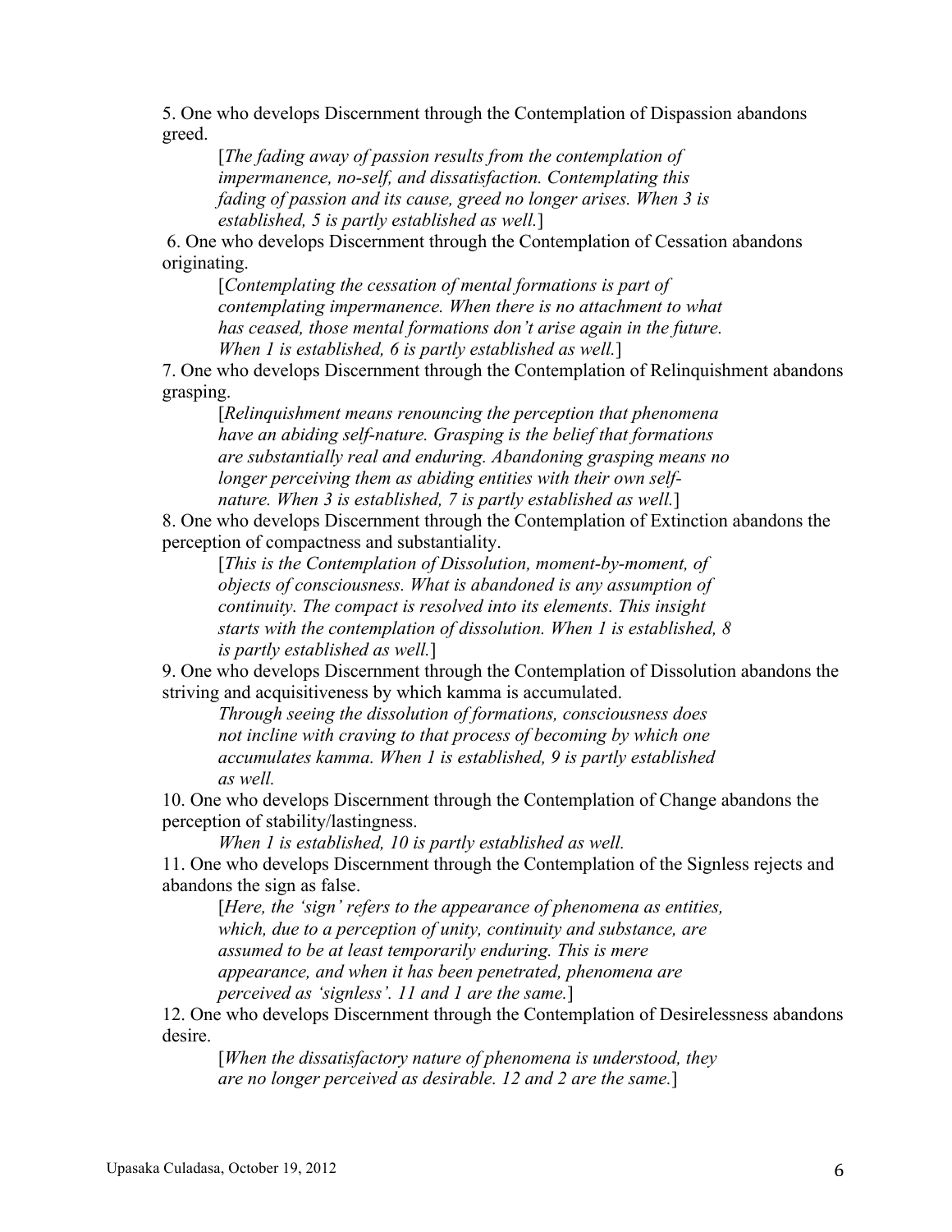5. One who develops Discernment through the Contemplation of Dispassion abandons greed.

> [*The fading away of passion results from the contemplation of impermanence, no-self, and dissatisfaction. Contemplating this fading of passion and its cause, greed no longer arises. When 3 is established, 5 is partly established as well.*]

6. One who develops Discernment through the Contemplation of Cessation abandons originating.

> [*Contemplating the cessation of mental formations is part of contemplating impermanence. When there is no attachment to what has ceased, those mental formations don't arise again in the future. When 1 is established, 6 is partly established as well.*]

7. One who develops Discernment through the Contemplation of Relinquishment abandons grasping.

> [*Relinquishment means renouncing the perception that phenomena have an abiding self-nature. Grasping is the belief that formations are substantially real and enduring. Abandoning grasping means no longer perceiving them as abiding entities with their own self-nature. When 3 is established, 7 is partly established as well.*]

8. One who develops Discernment through the Contemplation of Extinction abandons the perception of compactness and substantiality.

> [*This is the Contemplation of Dissolution, moment-by-moment, of objects of consciousness. What is abandoned is any assumption of continuity. The compact is resolved into its elements. This insight starts with the contemplation of dissolution. When 1 is established, 8 is partly established as well.*]

9. One who develops Discernment through the Contemplation of Dissolution abandons the striving and acquisitiveness by which kamma is accumulated.

> *Through seeing the dissolution of formations, consciousness does not incline with craving to that process of becoming by which one accumulates kamma. When 1 is established, 9 is partly established as well.*

10. One who develops Discernment through the Contemplation of Change abandons the perception of stability/lastingness.

> *When 1 is established, 10 is partly established as well.*

11. One who develops Discernment through the Contemplation of the Signless rejects and abandons the sign as false.

> [*Here, the 'sign' refers to the appearance of phenomena as entities, which, due to a perception of unity, continuity and substance, are assumed to be at least temporarily enduring. This is mere appearance, and when it has been penetrated, phenomena are perceived as 'signless'. 11 and 1 are the same.*]

12. One who develops Discernment through the Contemplation of Desirelessness abandons desire.

> [*When the dissatisfactory nature of phenomena is understood, they are no longer perceived as desirable. 12 and 2 are the same.*]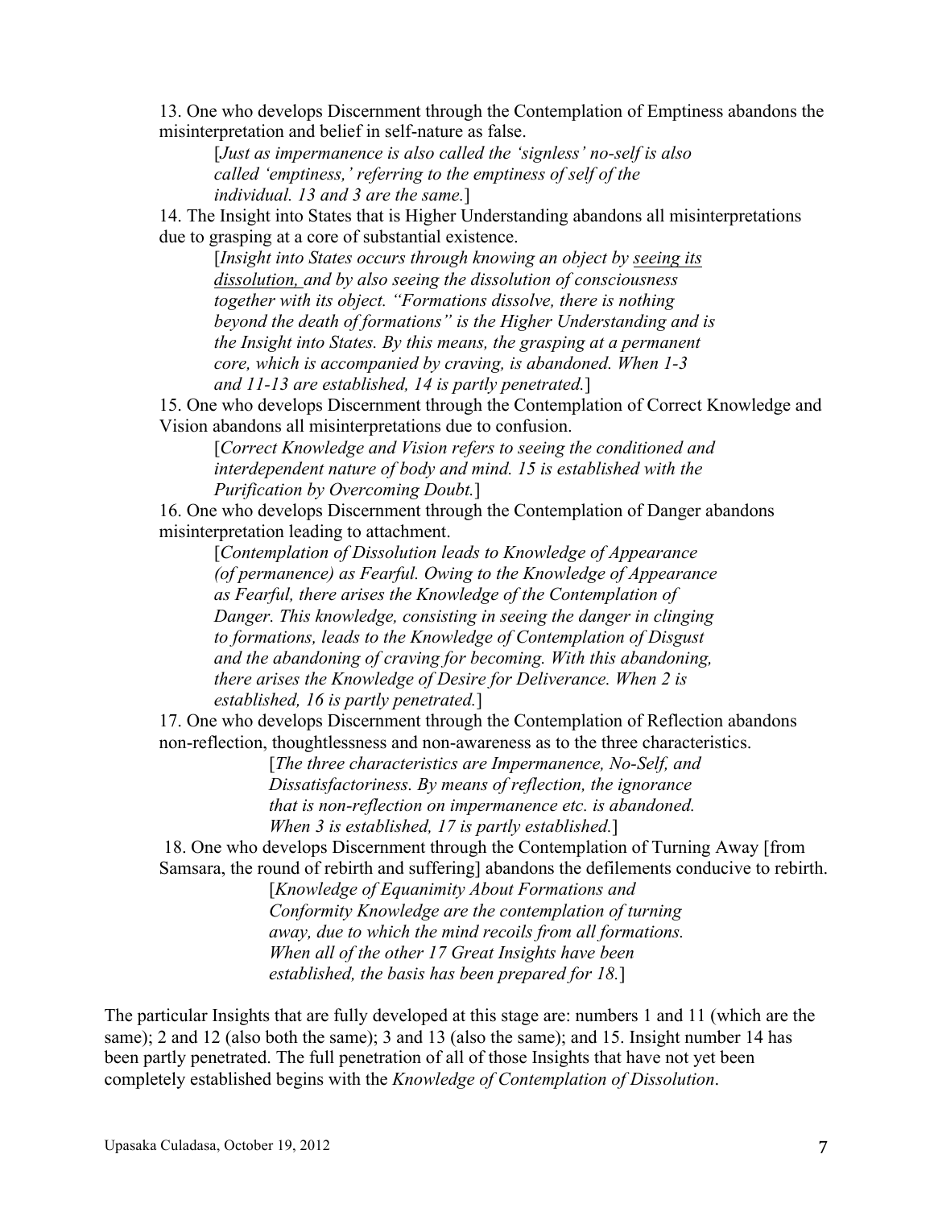13. One who develops Discernment through the Contemplation of Emptiness abandons the misinterpretation and belief in self-nature as false.

> [*Just as impermanence is also called the 'signless' no-self is also called 'emptiness,' referring to the emptiness of self of the individual. 13 and 3 are the same.*]

14. The Insight into States that is Higher Understanding abandons all misinterpretations due to grasping at a core of substantial existence.

> [*Insight into States occurs through knowing an object by <u>seeing its dissolution,</u> and by also seeing the dissolution of consciousness together with its object. "Formations dissolve, there is nothing beyond the death of formations" is the Higher Understanding and is the Insight into States. By this means, the grasping at a permanent core, which is accompanied by craving, is abandoned. When 1-3 and 11-13 are established, 14 is partly penetrated.*]

15. One who develops Discernment through the Contemplation of Correct Knowledge and Vision abandons all misinterpretations due to confusion.

> [*Correct Knowledge and Vision refers to seeing the conditioned and interdependent nature of body and mind. 15 is established with the Purification by Overcoming Doubt.*]

16. One who develops Discernment through the Contemplation of Danger abandons misinterpretation leading to attachment.

> [*Contemplation of Dissolution leads to Knowledge of Appearance (of permanence) as Fearful. Owing to the Knowledge of Appearance as Fearful, there arises the Knowledge of the Contemplation of Danger. This knowledge, consisting in seeing the danger in clinging to formations, leads to the Knowledge of Contemplation of Disgust and the abandoning of craving for becoming. With this abandoning, there arises the Knowledge of Desire for Deliverance. When 2 is established, 16 is partly penetrated.*]

17. One who develops Discernment through the Contemplation of Reflection abandons non-reflection, thoughtlessness and non-awareness as to the three characteristics.

> [*The three characteristics are Impermanence, No-Self, and Dissatisfactoriness. By means of reflection, the ignorance that is non-reflection on impermanence etc. is abandoned. When 3 is established, 17 is partly established.*]

18. One who develops Discernment through the Contemplation of Turning Away [from Samsara, the round of rebirth and suffering] abandons the defilements conducive to rebirth.

> [*Knowledge of Equanimity About Formations and Conformity Knowledge are the contemplation of turning away, due to which the mind recoils from all formations. When all of the other 17 Great Insights have been established, the basis has been prepared for 18.*]

The particular Insights that are fully developed at this stage are: numbers 1 and 11 (which are the same); 2 and 12 (also both the same); 3 and 13 (also the same); and 15. Insight number 14 has been partly penetrated. The full penetration of all of those Insights that have not yet been completely established begins with the *Knowledge of Contemplation of Dissolution*.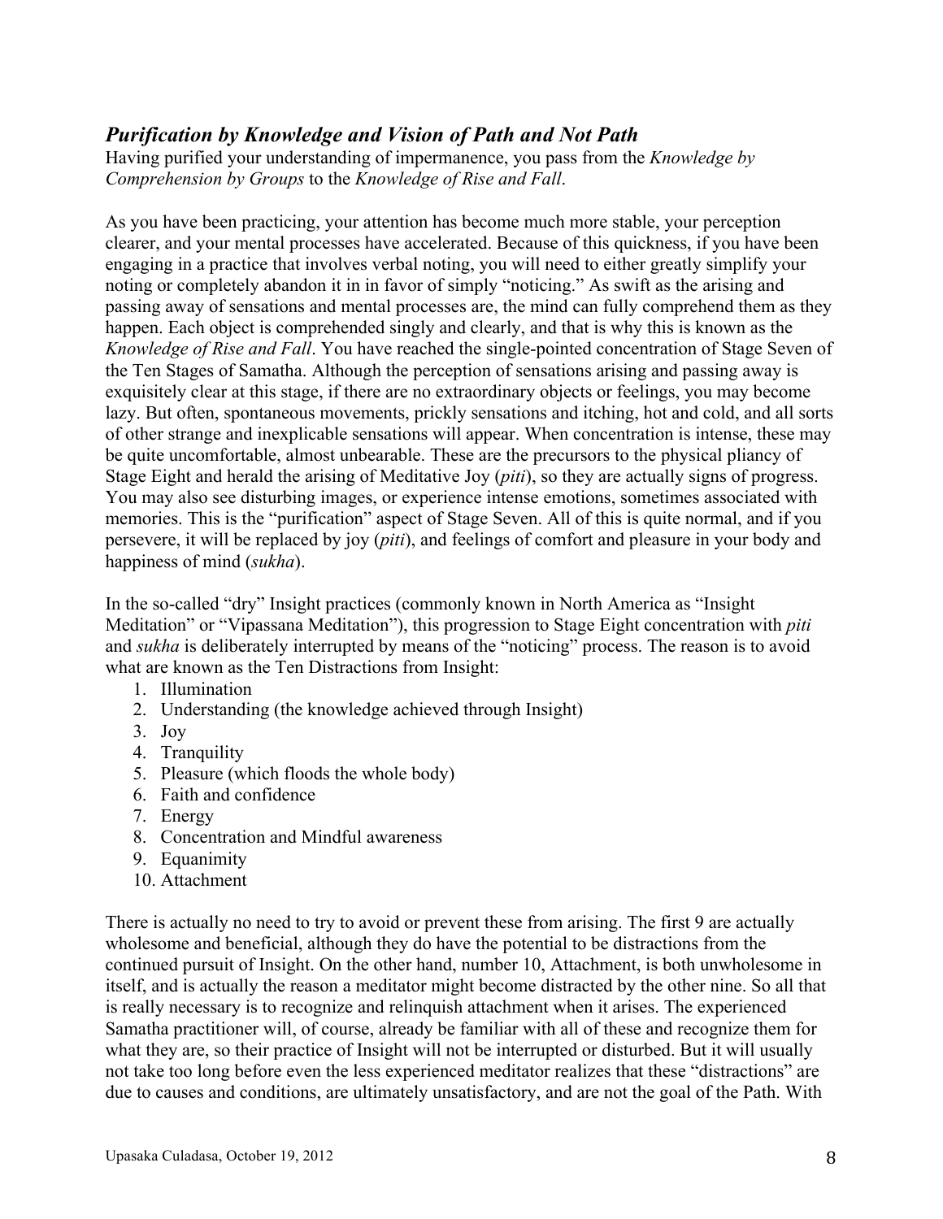## *Purification by Knowledge and Vision of Path and Not Path*

Having purified your understanding of impermanence, you pass from the *Knowledge by Comprehension by Groups* to the *Knowledge of Rise and Fall*.

As you have been practicing, your attention has become much more stable, your perception clearer, and your mental processes have accelerated. Because of this quickness, if you have been engaging in a practice that involves verbal noting, you will need to either greatly simplify your noting or completely abandon it in in favor of simply "noticing." As swift as the arising and passing away of sensations and mental processes are, the mind can fully comprehend them as they happen. Each object is comprehended singly and clearly, and that is why this is known as the *Knowledge of Rise and Fall*. You have reached the single-pointed concentration of Stage Seven of the Ten Stages of Samatha. Although the perception of sensations arising and passing away is exquisitely clear at this stage, if there are no extraordinary objects or feelings, you may become lazy. But often, spontaneous movements, prickly sensations and itching, hot and cold, and all sorts of other strange and inexplicable sensations will appear. When concentration is intense, these may be quite uncomfortable, almost unbearable. These are the precursors to the physical pliancy of Stage Eight and herald the arising of Meditative Joy (*piti*), so they are actually signs of progress. You may also see disturbing images, or experience intense emotions, sometimes associated with memories. This is the "purification" aspect of Stage Seven. All of this is quite normal, and if you persevere, it will be replaced by joy (*piti*), and feelings of comfort and pleasure in your body and happiness of mind (*sukha*).

In the so-called "dry" Insight practices (commonly known in North America as "Insight Meditation" or "Vipassana Meditation"), this progression to Stage Eight concentration with *piti* and *sukha* is deliberately interrupted by means of the "noticing" process. The reason is to avoid what are known as the Ten Distractions from Insight:

1. Illumination
2. Understanding (the knowledge achieved through Insight)
3. Joy
4. Tranquility
5. Pleasure (which floods the whole body)
6. Faith and confidence
7. Energy
8. Concentration and Mindful awareness
9. Equanimity
10. Attachment

There is actually no need to try to avoid or prevent these from arising. The first 9 are actually wholesome and beneficial, although they do have the potential to be distractions from the continued pursuit of Insight. On the other hand, number 10, Attachment, is both unwholesome in itself, and is actually the reason a meditator might become distracted by the other nine. So all that is really necessary is to recognize and relinquish attachment when it arises. The experienced Samatha practitioner will, of course, already be familiar with all of these and recognize them for what they are, so their practice of Insight will not be interrupted or disturbed. But it will usually not take too long before even the less experienced meditator realizes that these "distractions" are due to causes and conditions, are ultimately unsatisfactory, and are not the goal of the Path. With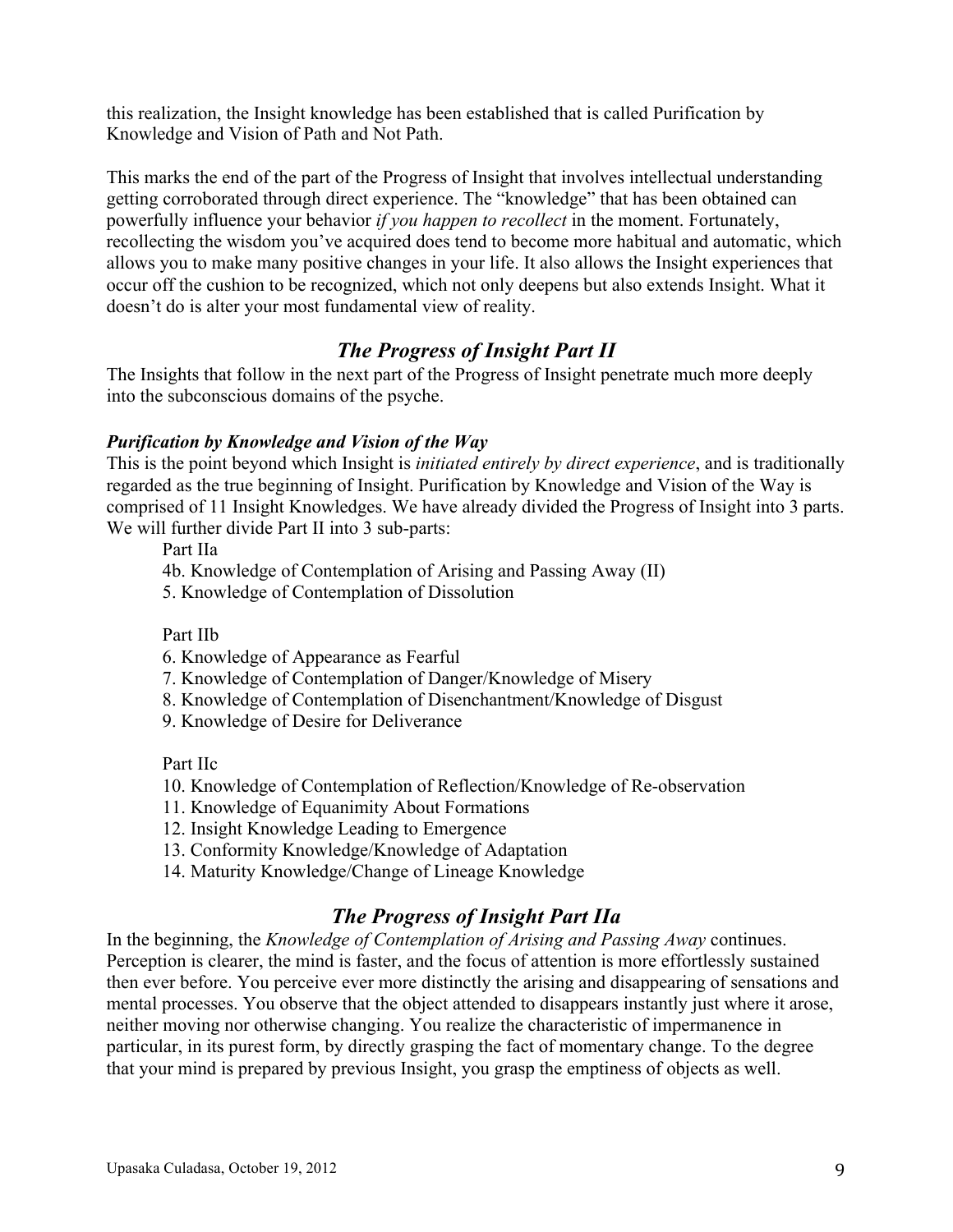this realization, the Insight knowledge has been established that is called Purification by Knowledge and Vision of Path and Not Path.

This marks the end of the part of the Progress of Insight that involves intellectual understanding getting corroborated through direct experience. The "knowledge" that has been obtained can powerfully influence your behavior *if you happen to recollect* in the moment. Fortunately, recollecting the wisdom you've acquired does tend to become more habitual and automatic, which allows you to make many positive changes in your life. It also allows the Insight experiences that occur off the cushion to be recognized, which not only deepens but also extends Insight. What it doesn't do is alter your most fundamental view of reality.

## *The Progress of Insight Part II*

The Insights that follow in the next part of the Progress of Insight penetrate much more deeply into the subconscious domains of the psyche.

***Purification by Knowledge and Vision of the Way***

This is the point beyond which Insight is *initiated entirely by direct experience*, and is traditionally regarded as the true beginning of Insight. Purification by Knowledge and Vision of the Way is comprised of 11 Insight Knowledges. We have already divided the Progress of Insight into 3 parts. We will further divide Part II into 3 sub-parts:

Part IIa

4b. Knowledge of Contemplation of Arising and Passing Away (II)
5. Knowledge of Contemplation of Dissolution

Part IIb

6. Knowledge of Appearance as Fearful
7. Knowledge of Contemplation of Danger/Knowledge of Misery
8. Knowledge of Contemplation of Disenchantment/Knowledge of Disgust
9. Knowledge of Desire for Deliverance

Part IIc

10. Knowledge of Contemplation of Reflection/Knowledge of Re-observation
11. Knowledge of Equanimity About Formations
12. Insight Knowledge Leading to Emergence
13. Conformity Knowledge/Knowledge of Adaptation
14. Maturity Knowledge/Change of Lineage Knowledge

## *The Progress of Insight Part IIa*

In the beginning, the *Knowledge of Contemplation of Arising and Passing Away* continues. Perception is clearer, the mind is faster, and the focus of attention is more effortlessly sustained then ever before. You perceive ever more distinctly the arising and disappearing of sensations and mental processes. You observe that the object attended to disappears instantly just where it arose, neither moving nor otherwise changing. You realize the characteristic of impermanence in particular, in its purest form, by directly grasping the fact of momentary change. To the degree that your mind is prepared by previous Insight, you grasp the emptiness of objects as well.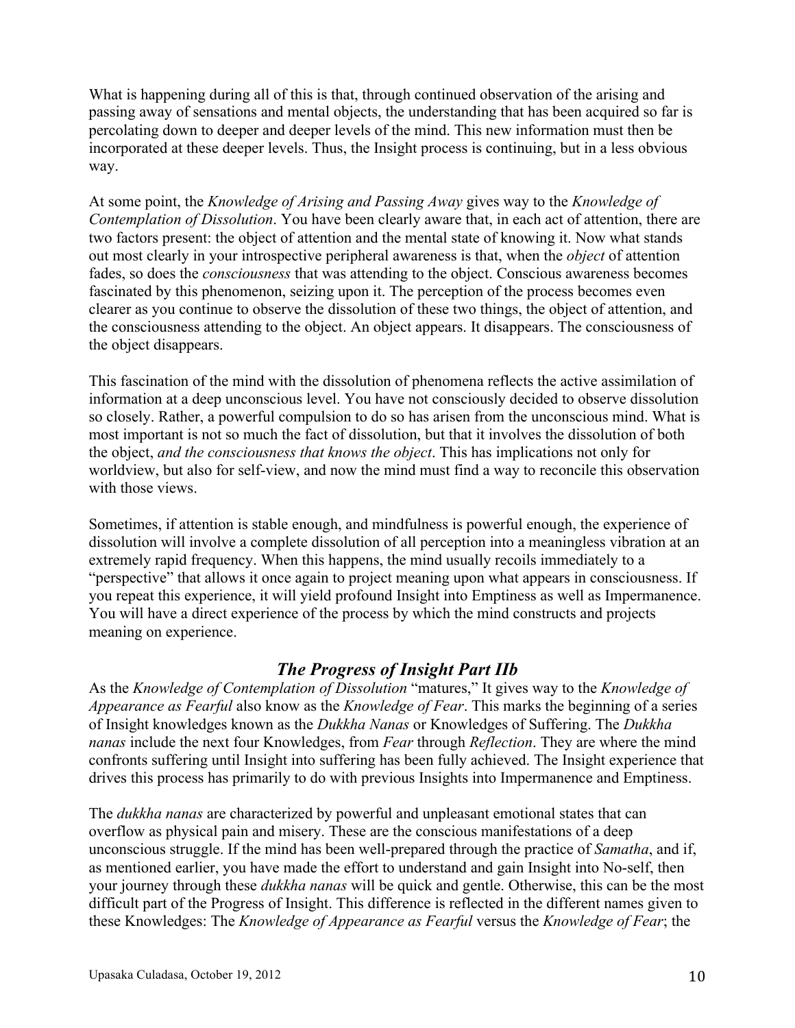What is happening during all of this is that, through continued observation of the arising and passing away of sensations and mental objects, the understanding that has been acquired so far is percolating down to deeper and deeper levels of the mind. This new information must then be incorporated at these deeper levels. Thus, the Insight process is continuing, but in a less obvious way.

At some point, the *Knowledge of Arising and Passing Away* gives way to the *Knowledge of Contemplation of Dissolution*. You have been clearly aware that, in each act of attention, there are two factors present: the object of attention and the mental state of knowing it. Now what stands out most clearly in your introspective peripheral awareness is that, when the *object* of attention fades, so does the *consciousness* that was attending to the object. Conscious awareness becomes fascinated by this phenomenon, seizing upon it. The perception of the process becomes even clearer as you continue to observe the dissolution of these two things, the object of attention, and the consciousness attending to the object. An object appears. It disappears. The consciousness of the object disappears.

This fascination of the mind with the dissolution of phenomena reflects the active assimilation of information at a deep unconscious level. You have not consciously decided to observe dissolution so closely. Rather, a powerful compulsion to do so has arisen from the unconscious mind. What is most important is not so much the fact of dissolution, but that it involves the dissolution of both the object, *and the consciousness that knows the object*. This has implications not only for worldview, but also for self-view, and now the mind must find a way to reconcile this observation with those views.

Sometimes, if attention is stable enough, and mindfulness is powerful enough, the experience of dissolution will involve a complete dissolution of all perception into a meaningless vibration at an extremely rapid frequency. When this happens, the mind usually recoils immediately to a "perspective" that allows it once again to project meaning upon what appears in consciousness. If you repeat this experience, it will yield profound Insight into Emptiness as well as Impermanence. You will have a direct experience of the process by which the mind constructs and projects meaning on experience.

## *The Progress of Insight Part IIb*

As the *Knowledge of Contemplation of Dissolution* "matures," It gives way to the *Knowledge of Appearance as Fearful* also know as the *Knowledge of Fear*. This marks the beginning of a series of Insight knowledges known as the *Dukkha Nanas* or Knowledges of Suffering. The *Dukkha nanas* include the next four Knowledges, from *Fear* through *Reflection*. They are where the mind confronts suffering until Insight into suffering has been fully achieved. The Insight experience that drives this process has primarily to do with previous Insights into Impermanence and Emptiness.

The *dukkha nanas* are characterized by powerful and unpleasant emotional states that can overflow as physical pain and misery. These are the conscious manifestations of a deep unconscious struggle. If the mind has been well-prepared through the practice of *Samatha*, and if, as mentioned earlier, you have made the effort to understand and gain Insight into No-self, then your journey through these *dukkha nanas* will be quick and gentle. Otherwise, this can be the most difficult part of the Progress of Insight. This difference is reflected in the different names given to these Knowledges: The *Knowledge of Appearance as Fearful* versus the *Knowledge of Fear*; the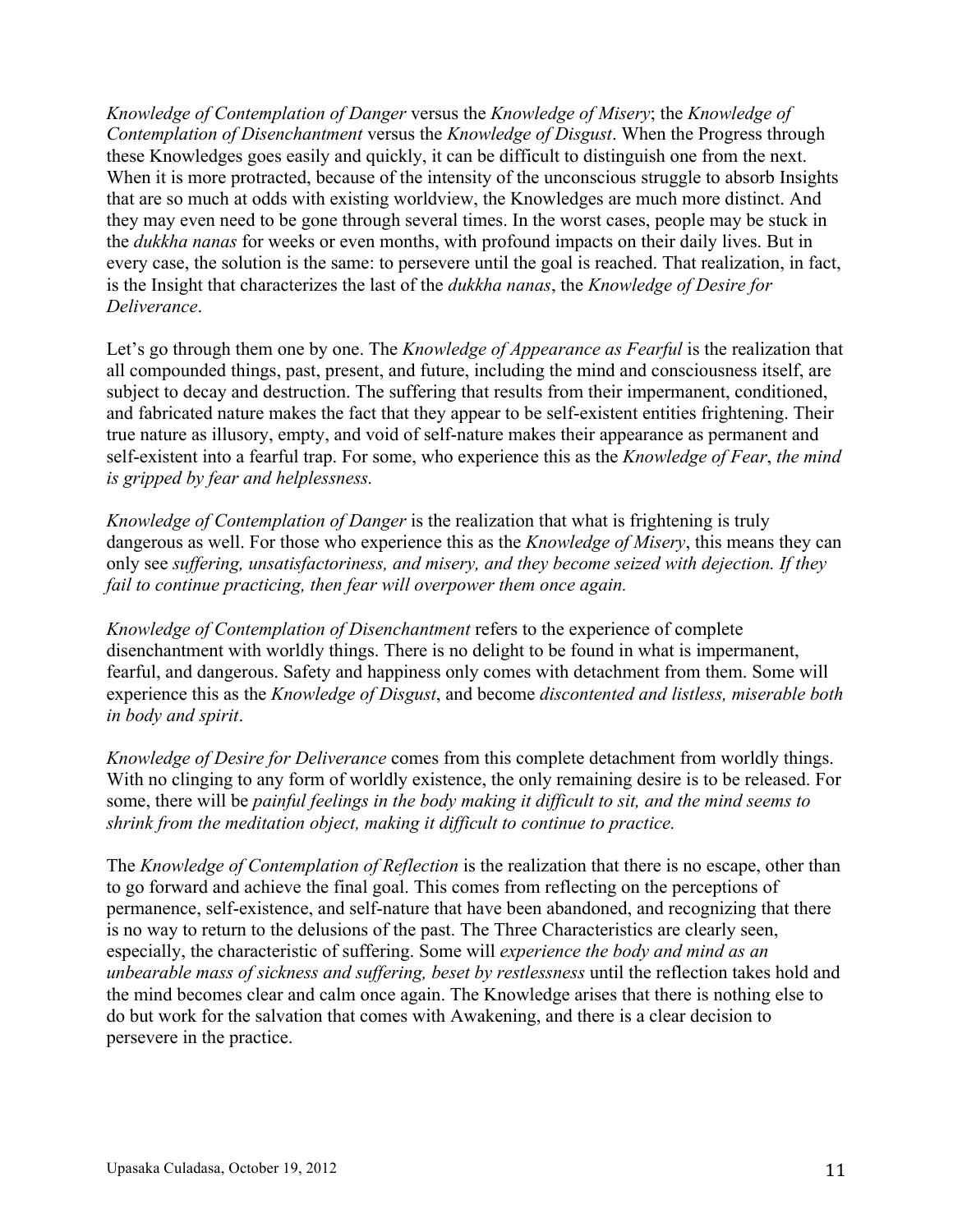*Knowledge of Contemplation of Danger* versus the *Knowledge of Misery*; the *Knowledge of Contemplation of Disenchantment* versus the *Knowledge of Disgust*. When the Progress through these Knowledges goes easily and quickly, it can be difficult to distinguish one from the next. When it is more protracted, because of the intensity of the unconscious struggle to absorb Insights that are so much at odds with existing worldview, the Knowledges are much more distinct. And they may even need to be gone through several times. In the worst cases, people may be stuck in the *dukkha nanas* for weeks or even months, with profound impacts on their daily lives. But in every case, the solution is the same: to persevere until the goal is reached. That realization, in fact, is the Insight that characterizes the last of the *dukkha nanas*, the *Knowledge of Desire for Deliverance*.

Let's go through them one by one. The *Knowledge of Appearance as Fearful* is the realization that all compounded things, past, present, and future, including the mind and consciousness itself, are subject to decay and destruction. The suffering that results from their impermanent, conditioned, and fabricated nature makes the fact that they appear to be self-existent entities frightening. Their true nature as illusory, empty, and void of self-nature makes their appearance as permanent and self-existent into a fearful trap. For some, who experience this as the *Knowledge of Fear*, *the mind is gripped by fear and helplessness.*

*Knowledge of Contemplation of Danger* is the realization that what is frightening is truly dangerous as well. For those who experience this as the *Knowledge of Misery*, this means they can only see *suffering, unsatisfactoriness, and misery, and they become seized with dejection. If they fail to continue practicing, then fear will overpower them once again.*

*Knowledge of Contemplation of Disenchantment* refers to the experience of complete disenchantment with worldly things. There is no delight to be found in what is impermanent, fearful, and dangerous. Safety and happiness only comes with detachment from them. Some will experience this as the *Knowledge of Disgust*, and become *discontented and listless, miserable both in body and spirit*.

*Knowledge of Desire for Deliverance* comes from this complete detachment from worldly things. With no clinging to any form of worldly existence, the only remaining desire is to be released. For some, there will be *painful feelings in the body making it difficult to sit, and the mind seems to shrink from the meditation object, making it difficult to continue to practice.*

The *Knowledge of Contemplation of Reflection* is the realization that there is no escape, other than to go forward and achieve the final goal. This comes from reflecting on the perceptions of permanence, self-existence, and self-nature that have been abandoned, and recognizing that there is no way to return to the delusions of the past. The Three Characteristics are clearly seen, especially, the characteristic of suffering. Some will *experience the body and mind as an unbearable mass of sickness and suffering, beset by restlessness* until the reflection takes hold and the mind becomes clear and calm once again. The Knowledge arises that there is nothing else to do but work for the salvation that comes with Awakening, and there is a clear decision to persevere in the practice.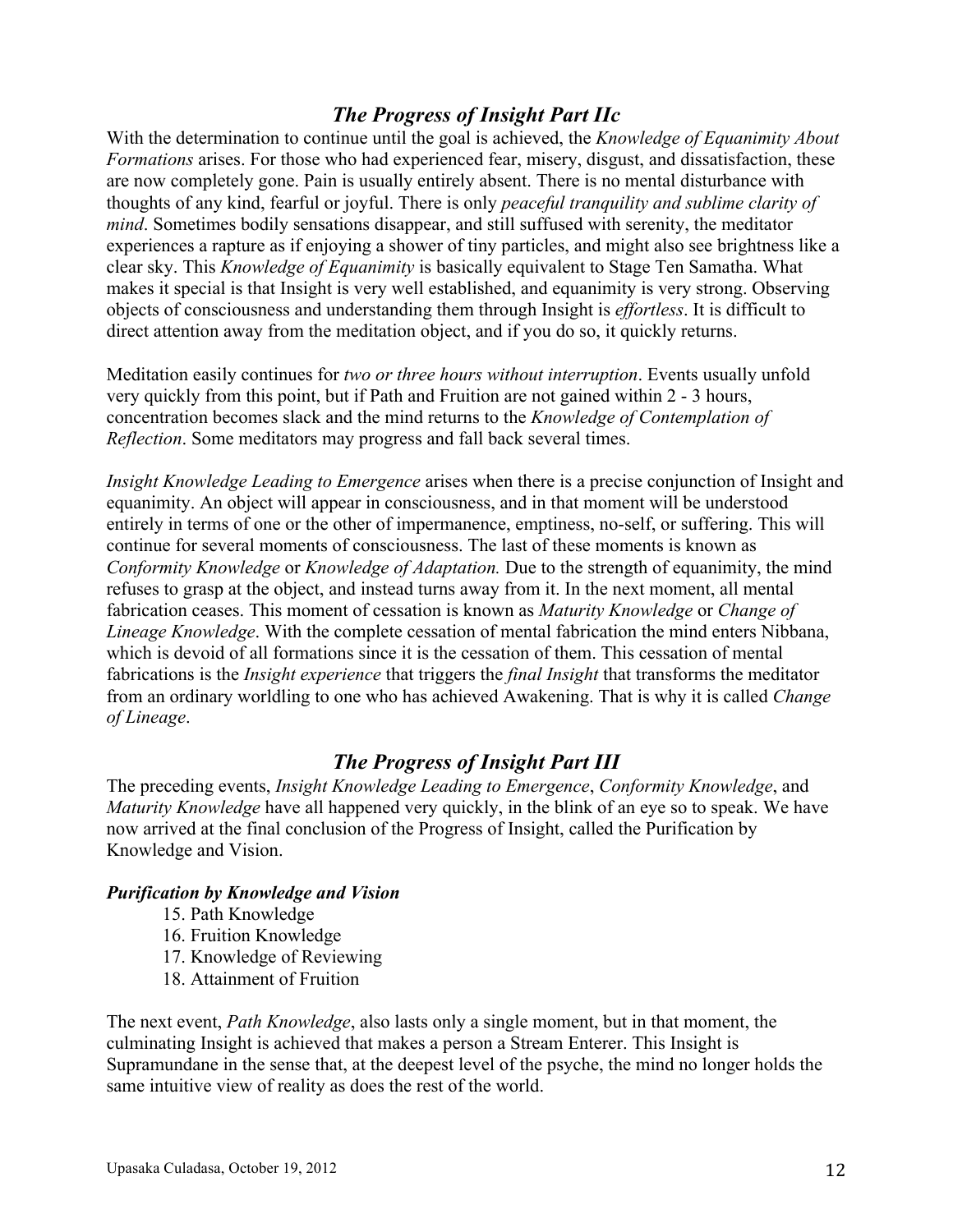## *The Progress of Insight Part IIc*

With the determination to continue until the goal is achieved, the *Knowledge of Equanimity About Formations* arises. For those who had experienced fear, misery, disgust, and dissatisfaction, these are now completely gone. Pain is usually entirely absent. There is no mental disturbance with thoughts of any kind, fearful or joyful. There is only *peaceful tranquility and sublime clarity of mind*. Sometimes bodily sensations disappear, and still suffused with serenity, the meditator experiences a rapture as if enjoying a shower of tiny particles, and might also see brightness like a clear sky. This *Knowledge of Equanimity* is basically equivalent to Stage Ten Samatha. What makes it special is that Insight is very well established, and equanimity is very strong. Observing objects of consciousness and understanding them through Insight is *effortless*. It is difficult to direct attention away from the meditation object, and if you do so, it quickly returns.

Meditation easily continues for *two or three hours without interruption*. Events usually unfold very quickly from this point, but if Path and Fruition are not gained within 2 - 3 hours, concentration becomes slack and the mind returns to the *Knowledge of Contemplation of Reflection*. Some meditators may progress and fall back several times.

*Insight Knowledge Leading to Emergence* arises when there is a precise conjunction of Insight and equanimity. An object will appear in consciousness, and in that moment will be understood entirely in terms of one or the other of impermanence, emptiness, no-self, or suffering. This will continue for several moments of consciousness. The last of these moments is known as *Conformity Knowledge* or *Knowledge of Adaptation.* Due to the strength of equanimity, the mind refuses to grasp at the object, and instead turns away from it. In the next moment, all mental fabrication ceases. This moment of cessation is known as *Maturity Knowledge* or *Change of Lineage Knowledge*. With the complete cessation of mental fabrication the mind enters Nibbana, which is devoid of all formations since it is the cessation of them. This cessation of mental fabrications is the *Insight experience* that triggers the *final Insight* that transforms the meditator from an ordinary worldling to one who has achieved Awakening. That is why it is called *Change of Lineage*.

## *The Progress of Insight Part III*

The preceding events, *Insight Knowledge Leading to Emergence*, *Conformity Knowledge*, and *Maturity Knowledge* have all happened very quickly, in the blink of an eye so to speak. We have now arrived at the final conclusion of the Progress of Insight, called the Purification by Knowledge and Vision.

***Purification by Knowledge and Vision***

15. Path Knowledge
16. Fruition Knowledge
17. Knowledge of Reviewing
18. Attainment of Fruition

The next event, *Path Knowledge*, also lasts only a single moment, but in that moment, the culminating Insight is achieved that makes a person a Stream Enterer. This Insight is Supramundane in the sense that, at the deepest level of the psyche, the mind no longer holds the same intuitive view of reality as does the rest of the world.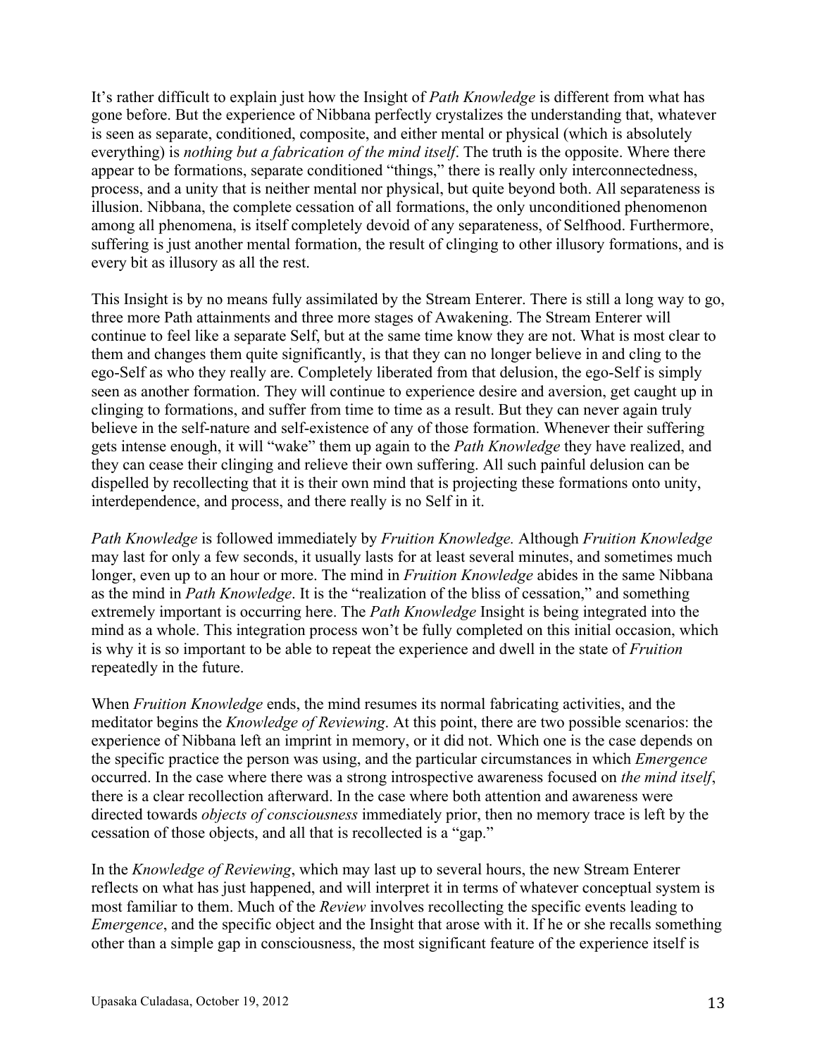It's rather difficult to explain just how the Insight of *Path Knowledge* is different from what has gone before. But the experience of Nibbana perfectly crystalizes the understanding that, whatever is seen as separate, conditioned, composite, and either mental or physical (which is absolutely everything) is *nothing but a fabrication of the mind itself*. The truth is the opposite. Where there appear to be formations, separate conditioned "things," there is really only interconnectedness, process, and a unity that is neither mental nor physical, but quite beyond both. All separateness is illusion. Nibbana, the complete cessation of all formations, the only unconditioned phenomenon among all phenomena, is itself completely devoid of any separateness, of Selfhood. Furthermore, suffering is just another mental formation, the result of clinging to other illusory formations, and is every bit as illusory as all the rest.

This Insight is by no means fully assimilated by the Stream Enterer. There is still a long way to go, three more Path attainments and three more stages of Awakening. The Stream Enterer will continue to feel like a separate Self, but at the same time know they are not. What is most clear to them and changes them quite significantly, is that they can no longer believe in and cling to the ego-Self as who they really are. Completely liberated from that delusion, the ego-Self is simply seen as another formation. They will continue to experience desire and aversion, get caught up in clinging to formations, and suffer from time to time as a result. But they can never again truly believe in the self-nature and self-existence of any of those formation. Whenever their suffering gets intense enough, it will "wake" them up again to the *Path Knowledge* they have realized, and they can cease their clinging and relieve their own suffering. All such painful delusion can be dispelled by recollecting that it is their own mind that is projecting these formations onto unity, interdependence, and process, and there really is no Self in it.

*Path Knowledge* is followed immediately by *Fruition Knowledge.* Although *Fruition Knowledge* may last for only a few seconds, it usually lasts for at least several minutes, and sometimes much longer, even up to an hour or more. The mind in *Fruition Knowledge* abides in the same Nibbana as the mind in *Path Knowledge*. It is the "realization of the bliss of cessation," and something extremely important is occurring here. The *Path Knowledge* Insight is being integrated into the mind as a whole. This integration process won't be fully completed on this initial occasion, which is why it is so important to be able to repeat the experience and dwell in the state of *Fruition* repeatedly in the future.

When *Fruition Knowledge* ends, the mind resumes its normal fabricating activities, and the meditator begins the *Knowledge of Reviewing*. At this point, there are two possible scenarios: the experience of Nibbana left an imprint in memory, or it did not. Which one is the case depends on the specific practice the person was using, and the particular circumstances in which *Emergence* occurred. In the case where there was a strong introspective awareness focused on *the mind itself*, there is a clear recollection afterward. In the case where both attention and awareness were directed towards *objects of consciousness* immediately prior, then no memory trace is left by the cessation of those objects, and all that is recollected is a "gap."

In the *Knowledge of Reviewing*, which may last up to several hours, the new Stream Enterer reflects on what has just happened, and will interpret it in terms of whatever conceptual system is most familiar to them. Much of the *Review* involves recollecting the specific events leading to *Emergence*, and the specific object and the Insight that arose with it. If he or she recalls something other than a simple gap in consciousness, the most significant feature of the experience itself is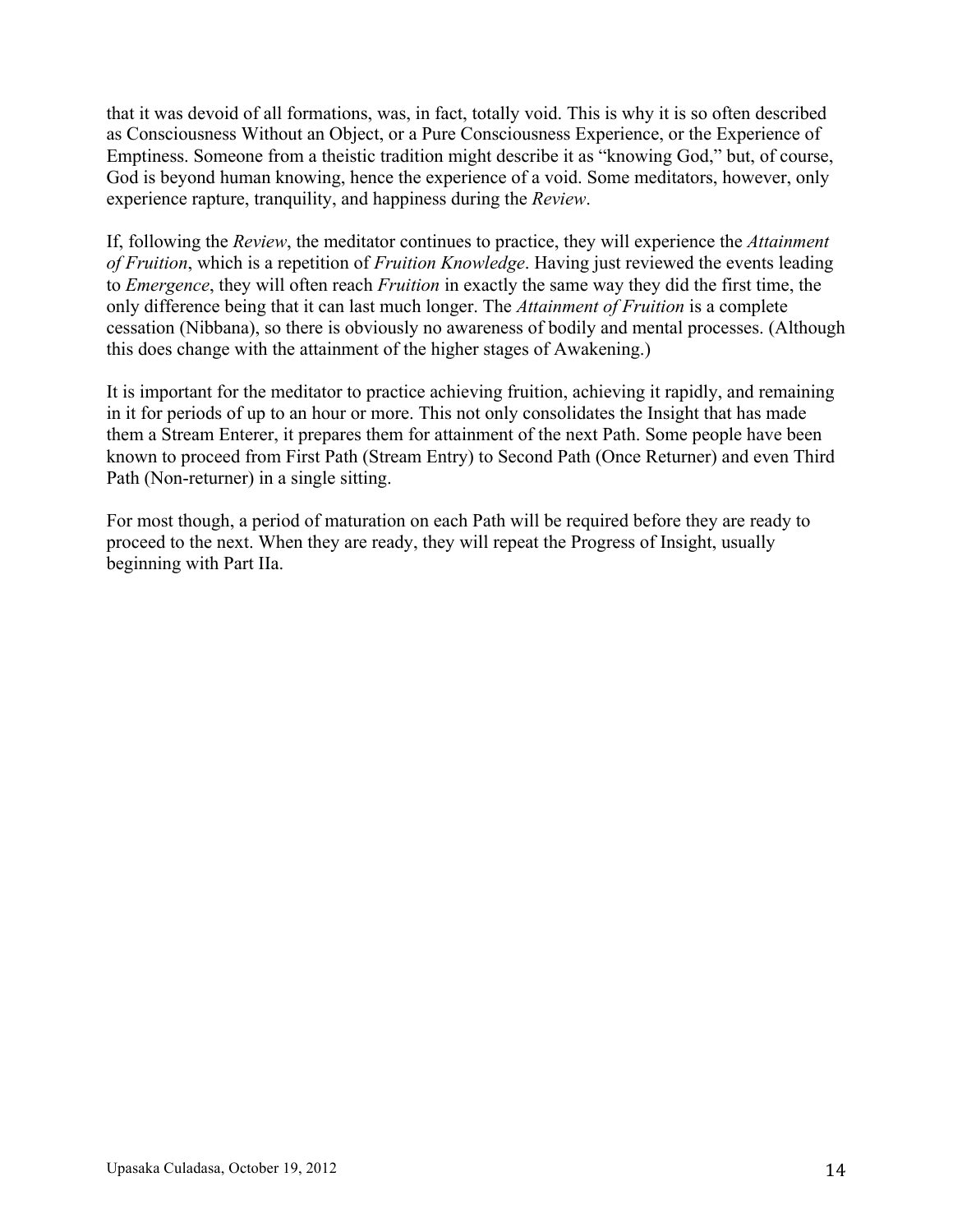that it was devoid of all formations, was, in fact, totally void. This is why it is so often described as Consciousness Without an Object, or a Pure Consciousness Experience, or the Experience of Emptiness. Someone from a theistic tradition might describe it as "knowing God," but, of course, God is beyond human knowing, hence the experience of a void. Some meditators, however, only experience rapture, tranquility, and happiness during the *Review*.

If, following the *Review*, the meditator continues to practice, they will experience the *Attainment of Fruition*, which is a repetition of *Fruition Knowledge*. Having just reviewed the events leading to *Emergence*, they will often reach *Fruition* in exactly the same way they did the first time, the only difference being that it can last much longer. The *Attainment of Fruition* is a complete cessation (Nibbana), so there is obviously no awareness of bodily and mental processes. (Although this does change with the attainment of the higher stages of Awakening.)

It is important for the meditator to practice achieving fruition, achieving it rapidly, and remaining in it for periods of up to an hour or more. This not only consolidates the Insight that has made them a Stream Enterer, it prepares them for attainment of the next Path. Some people have been known to proceed from First Path (Stream Entry) to Second Path (Once Returner) and even Third Path (Non-returner) in a single sitting.

For most though, a period of maturation on each Path will be required before they are ready to proceed to the next. When they are ready, they will repeat the Progress of Insight, usually beginning with Part IIa.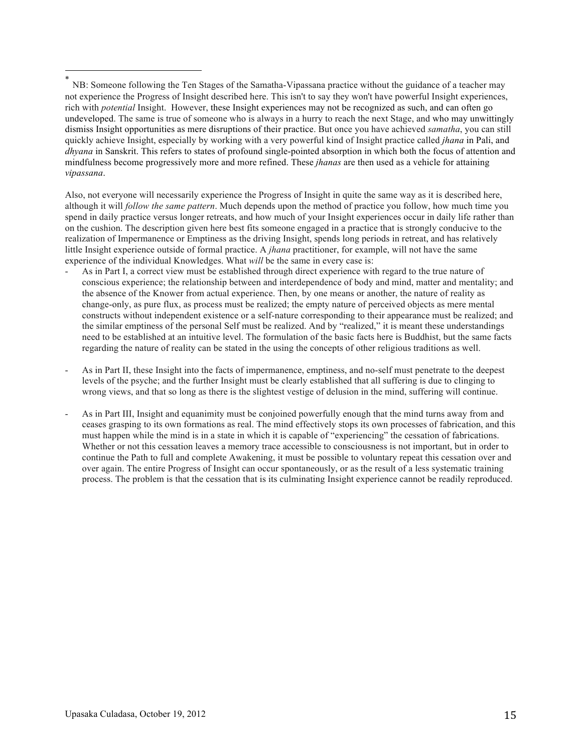\* NB: Someone following the Ten Stages of the Samatha-Vipassana practice without the guidance of a teacher may not experience the Progress of Insight described here. This isn't to say they won't have powerful Insight experiences, rich with *potential* Insight. However, these Insight experiences may not be recognized as such, and can often go undeveloped. The same is true of someone who is always in a hurry to reach the next Stage, and who may unwittingly dismiss Insight opportunities as mere disruptions of their practice. But once you have achieved *samatha*, you can still quickly achieve Insight, especially by working with a very powerful kind of Insight practice called *jhana* in Pali, and *dhyana* in Sanskrit. This refers to states of profound single-pointed absorption in which both the focus of attention and mindfulness become progressively more and more refined. These *jhanas* are then used as a vehicle for attaining *vipassana*.

Also, not everyone will necessarily experience the Progress of Insight in quite the same way as it is described here, although it will *follow the same pattern*. Much depends upon the method of practice you follow, how much time you spend in daily practice versus longer retreats, and how much of your Insight experiences occur in daily life rather than on the cushion. The description given here best fits someone engaged in a practice that is strongly conducive to the realization of Impermanence or Emptiness as the driving Insight, spends long periods in retreat, and has relatively little Insight experience outside of formal practice. A *jhana* practitioner, for example, will not have the same experience of the individual Knowledges. What *will* be the same in every case is:

- As in Part I, a correct view must be established through direct experience with regard to the true nature of conscious experience; the relationship between and interdependence of body and mind, matter and mentality; and the absence of the Knower from actual experience. Then, by one means or another, the nature of reality as change-only, as pure flux, as process must be realized; the empty nature of perceived objects as mere mental constructs without independent existence or a self-nature corresponding to their appearance must be realized; and the similar emptiness of the personal Self must be realized. And by "realized," it is meant these understandings need to be established at an intuitive level. The formulation of the basic facts here is Buddhist, but the same facts regarding the nature of reality can be stated in the using the concepts of other religious traditions as well.

- As in Part II, these Insight into the facts of impermanence, emptiness, and no-self must penetrate to the deepest levels of the psyche; and the further Insight must be clearly established that all suffering is due to clinging to wrong views, and that so long as there is the slightest vestige of delusion in the mind, suffering will continue.

- As in Part III, Insight and equanimity must be conjoined powerfully enough that the mind turns away from and ceases grasping to its own formations as real. The mind effectively stops its own processes of fabrication, and this must happen while the mind is in a state in which it is capable of "experiencing" the cessation of fabrications. Whether or not this cessation leaves a memory trace accessible to consciousness is not important, but in order to continue the Path to full and complete Awakening, it must be possible to voluntary repeat this cessation over and over again. The entire Progress of Insight can occur spontaneously, or as the result of a less systematic training process. The problem is that the cessation that is its culminating Insight experience cannot be readily reproduced.